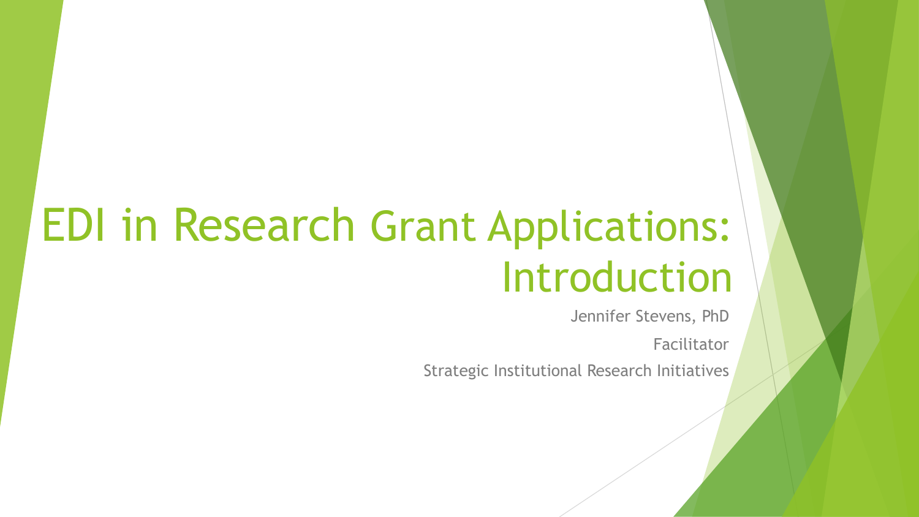# EDI in Research Grant Applications: Introduction

Jennifer Stevens, PhD

Facilitator

Strategic Institutional Research Initiatives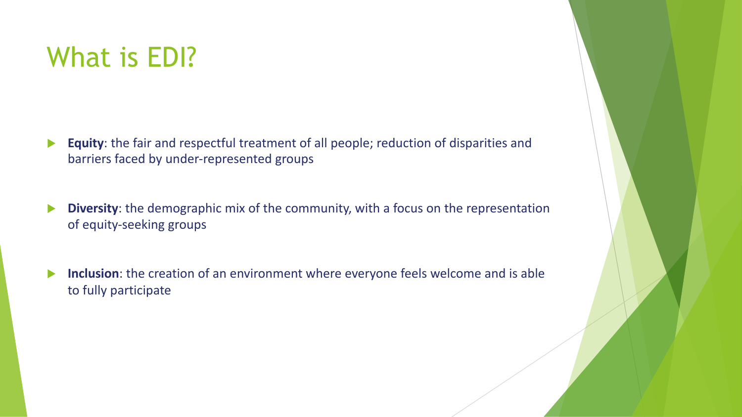# What is EDI?

- **Equity**: the fair and respectful treatment of all people; reduction of disparities and barriers faced by under-represented groups
- **Diversity**: the demographic mix of the community, with a focus on the representation of equity-seeking groups
- **Inclusion**: the creation of an environment where everyone feels welcome and is able to fully participate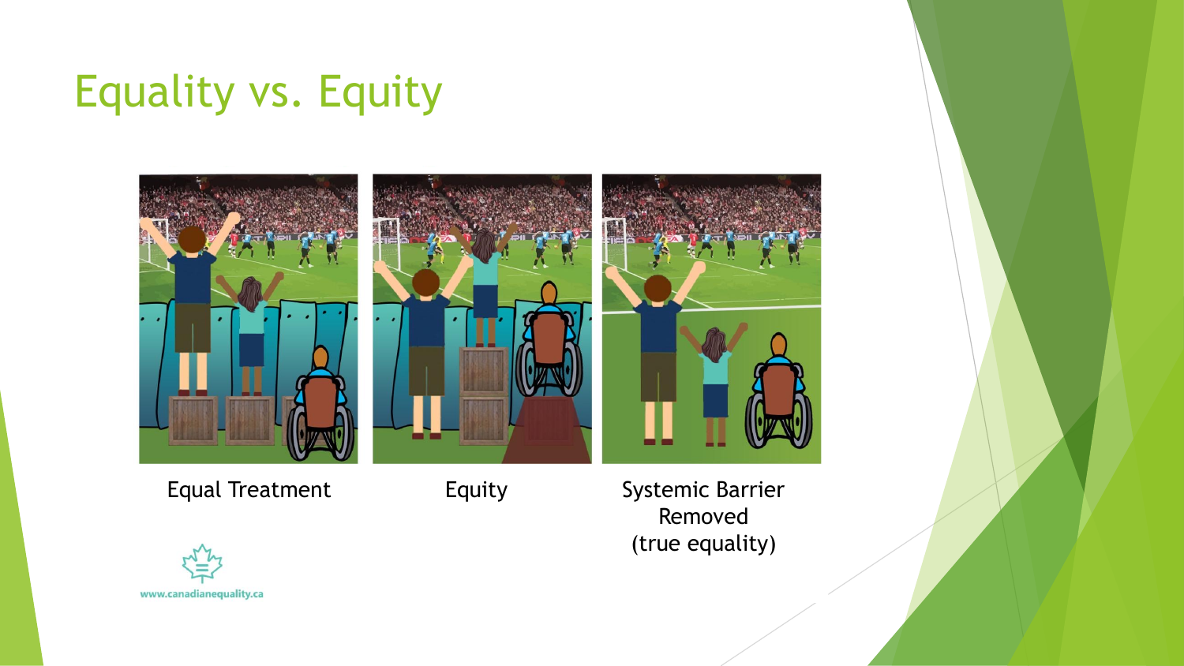# Equality vs. Equity

Equal Treatment

Equity

Systemic Barrier Removed (true equality)

www.canadianequality.ca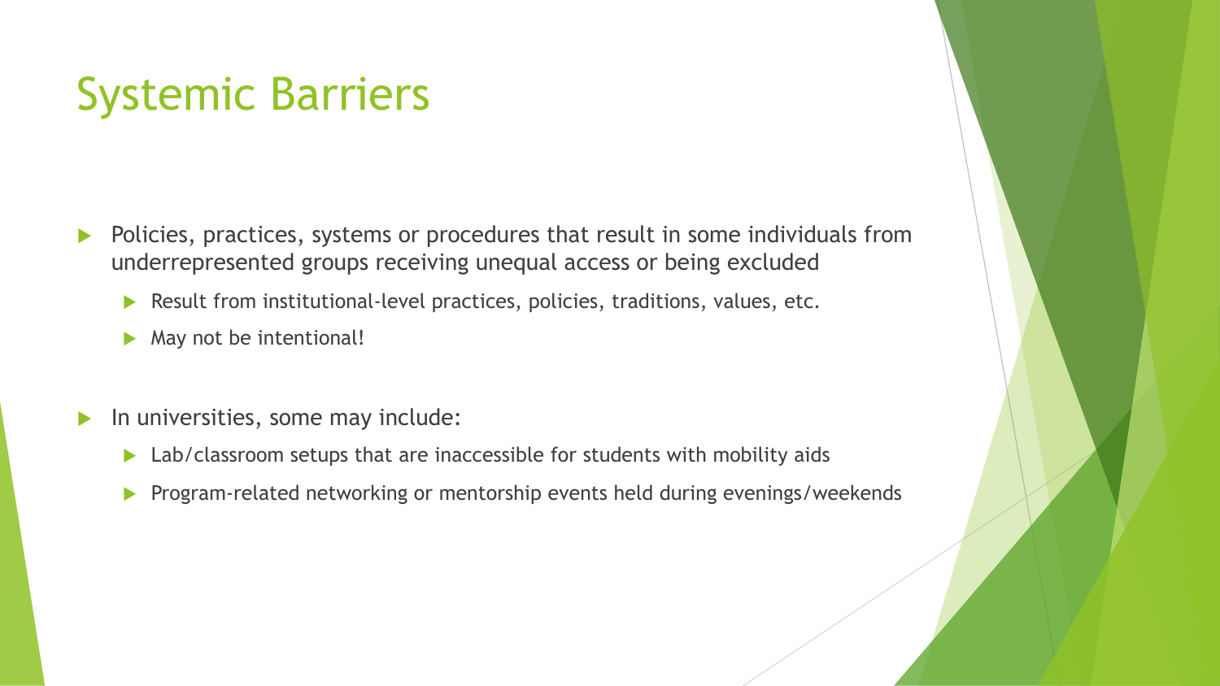# Systemic Barriers

- Policies, practices, systems or procedures that result in some individuals from underrepresented groups receiving unequal access or being excluded
  - Result from institutional-level practices, policies, traditions, values, etc.
  - May not be intentional!
- In universities, some may include:
  - Lab/classroom setups that are inaccessible for students with mobility aids
  - Program-related networking or mentorship events held during evenings/weekends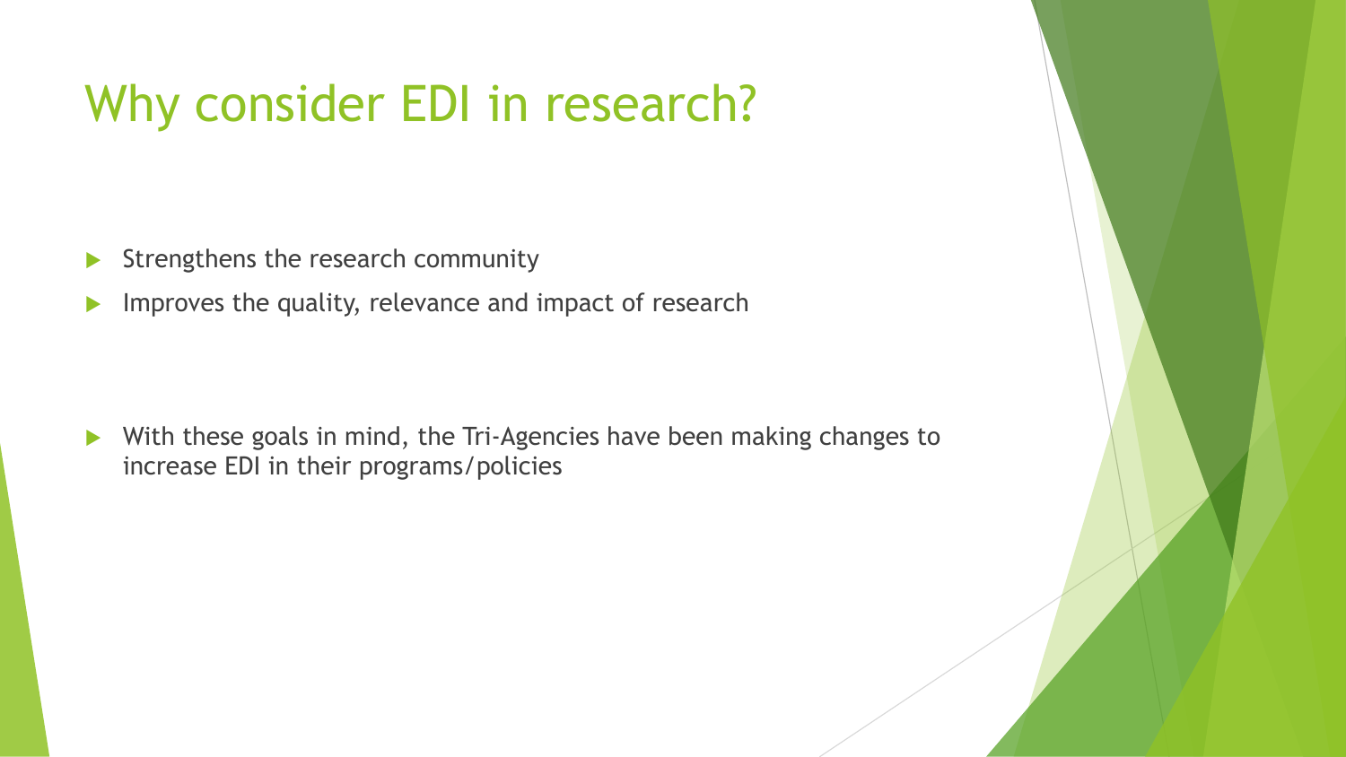# Why consider EDI in research?

- Strengthens the research community
- Improves the quality, relevance and impact of research

- With these goals in mind, the Tri-Agencies have been making changes to increase EDI in their programs/policies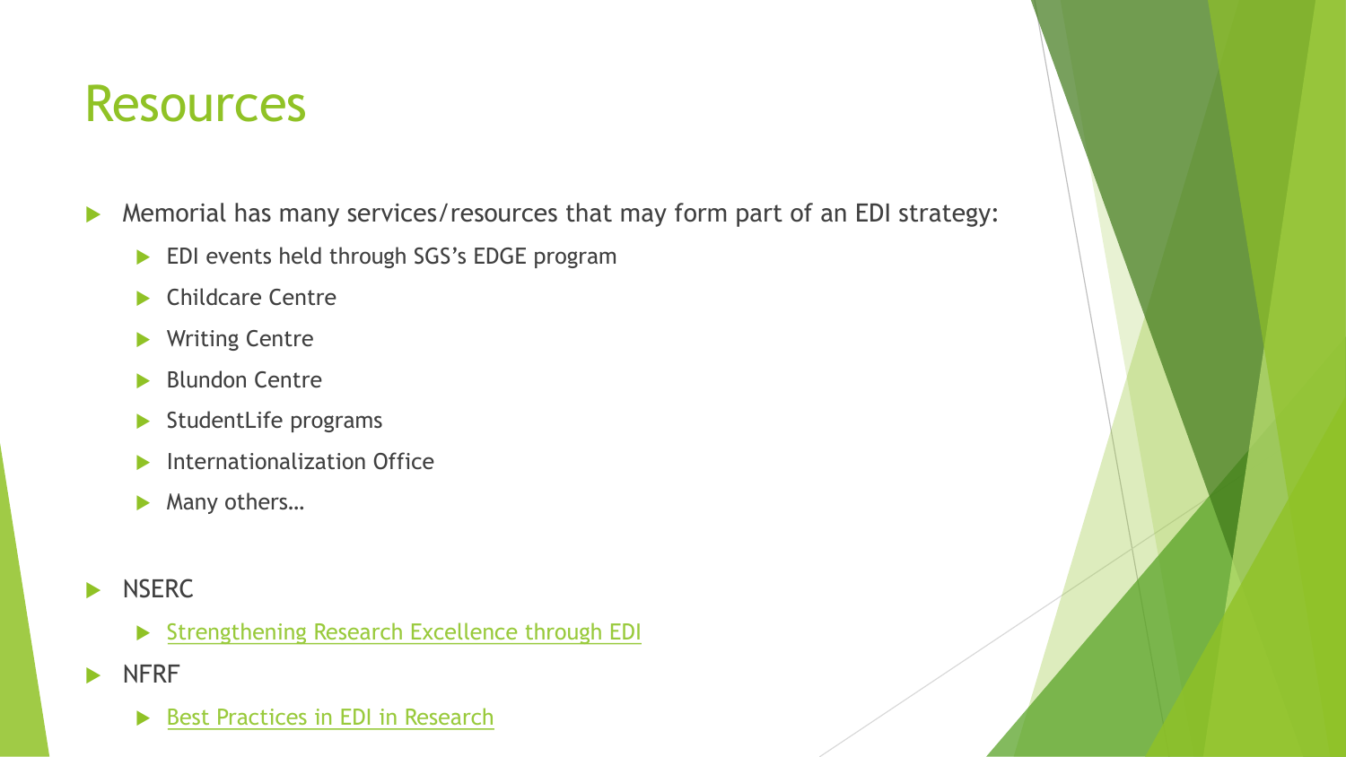# Resources

- Memorial has many services/resources that may form part of an EDI strategy:
  - EDI events held through SGS's EDGE program
  - Childcare Centre
  - Writing Centre
  - Blundon Centre
  - StudentLife programs
  - Internationalization Office
  - Many others…
- NSERC
  - Strengthening Research Excellence through EDI
- NFRF
  - Best Practices in EDI in Research